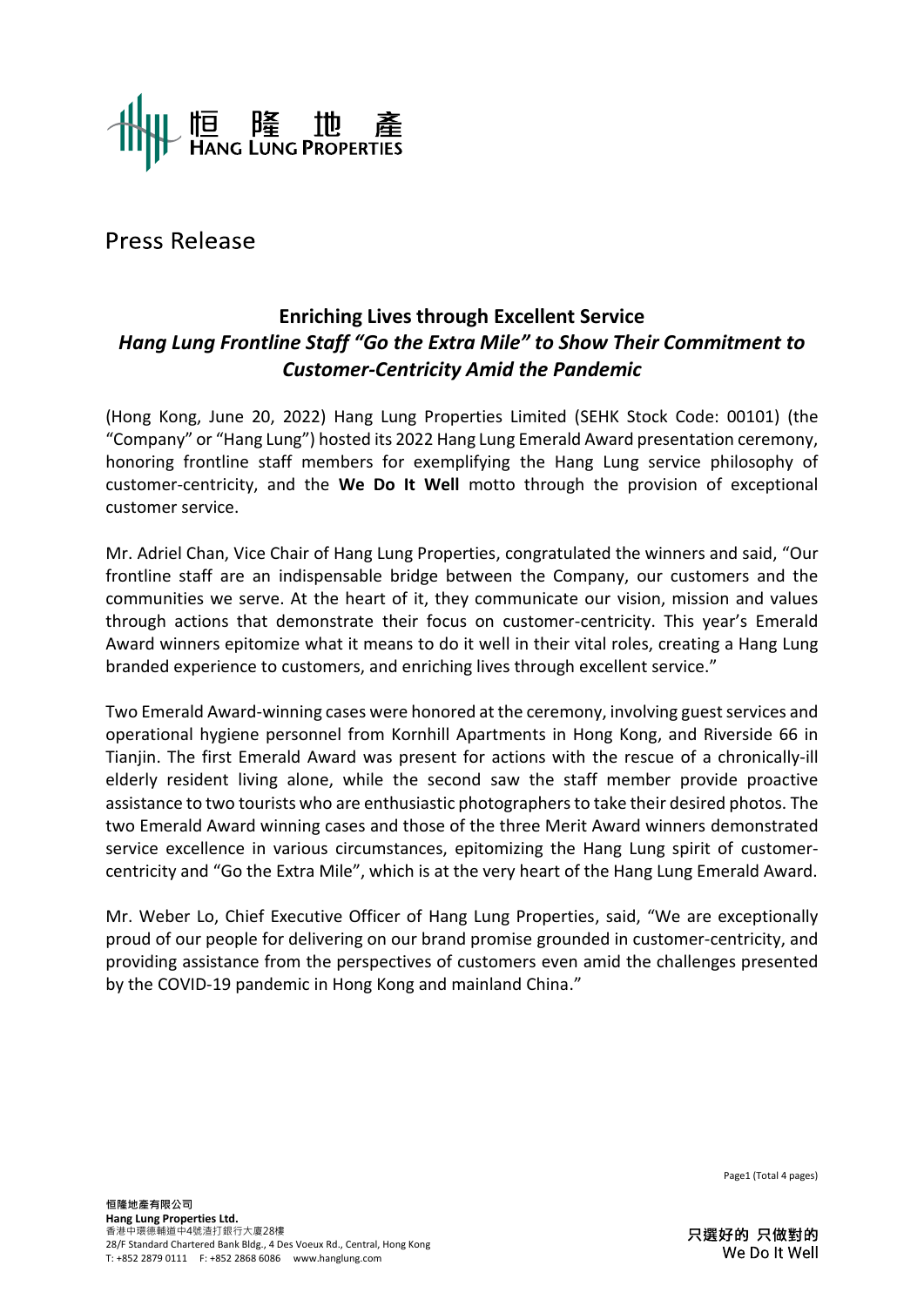# Press Release

## Enriching Lives through Excellent Service

### *Hang Lung Frontline Staff "Go the Extra Mile" to Show Their Commitment to Customer-Centricity Amid the Pandemic*

(Hong Kong, June 20, 2022) Hang Lung Properties Limited (SEHK Stock Code: 00101) (the "Company" or "Hang Lung") hosted its 2022 Hang Lung Emerald Award presentation ceremony, honoring frontline staff members for exemplifying the Hang Lung service philosophy of customer-centricity, and the **We Do It Well** motto through the provision of exceptional customer service.

Mr. Adriel Chan, Vice Chair of Hang Lung Properties, congratulated the winners and said, "Our frontline staff are an indispensable bridge between the Company, our customers and the communities we serve. At the heart of it, they communicate our vision, mission and values through actions that demonstrate their focus on customer-centricity. This year's Emerald Award winners epitomize what it means to do it well in their vital roles, creating a Hang Lung branded experience to customers, and enriching lives through excellent service."

Two Emerald Award-winning cases were honored at the ceremony, involving guest services and operational hygiene personnel from Kornhill Apartments in Hong Kong, and Riverside 66 in Tianjin. The first Emerald Award was present for actions with the rescue of a chronically-ill elderly resident living alone, while the second saw the staff member provide proactive assistance to two tourists who are enthusiastic photographers to take their desired photos. The two Emerald Award winning cases and those of the three Merit Award winners demonstrated service excellence in various circumstances, epitomizing the Hang Lung spirit of customer-centricity and "Go the Extra Mile", which is at the very heart of the Hang Lung Emerald Award.

Mr. Weber Lo, Chief Executive Officer of Hang Lung Properties, said, "We are exceptionally proud of our people for delivering on our brand promise grounded in customer-centricity, and providing assistance from the perspectives of customers even amid the challenges presented by the COVID-19 pandemic in Hong Kong and mainland China."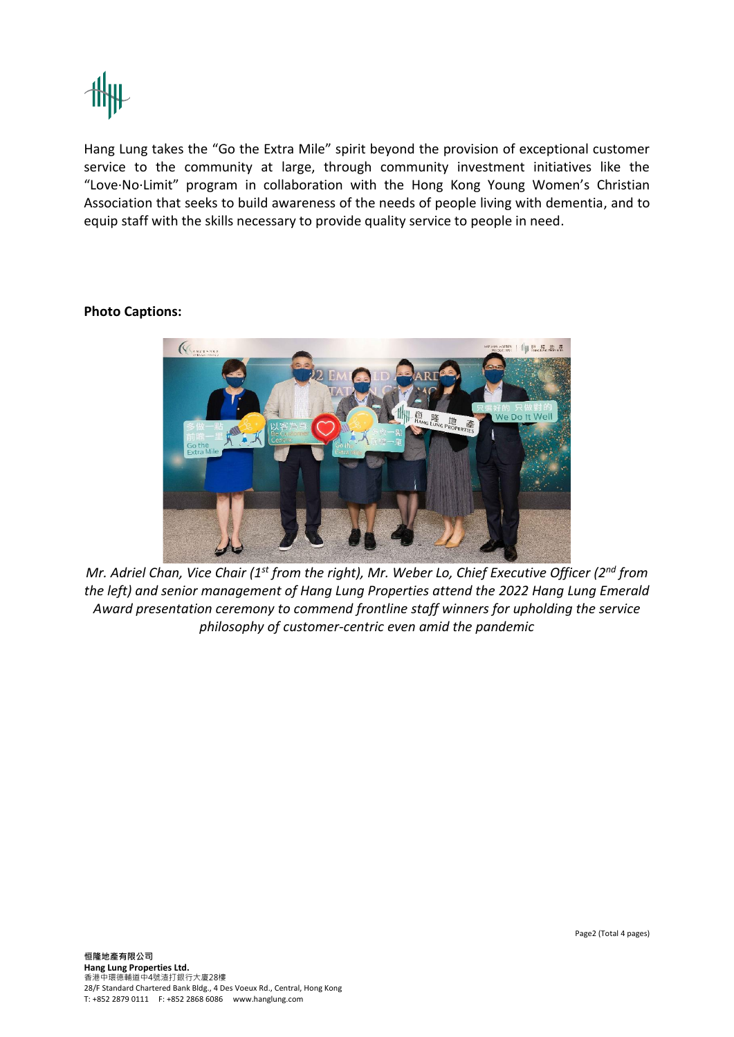Hang Lung takes the "Go the Extra Mile" spirit beyond the provision of exceptional customer service to the community at large, through community investment initiatives like the "Love·No·Limit" program in collaboration with the Hong Kong Young Women's Christian Association that seeks to build awareness of the needs of people living with dementia, and to equip staff with the skills necessary to provide quality service to people in need.

**Photo Captions:**

*Mr. Adriel Chan, Vice Chair (1st from the right), Mr. Weber Lo, Chief Executive Officer (2nd from the left) and senior management of Hang Lung Properties attend the 2022 Hang Lung Emerald Award presentation ceremony to commend frontline staff winners for upholding the service philosophy of customer-centric even amid the pandemic*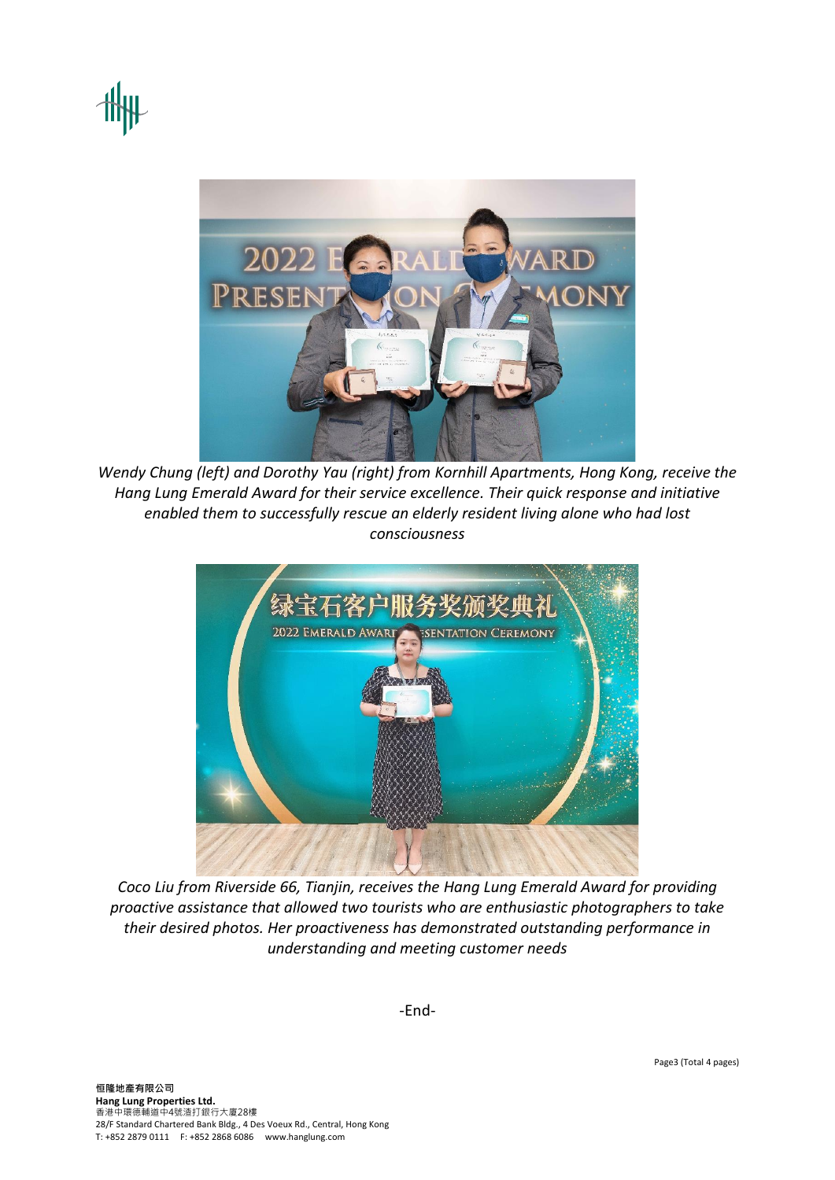*Wendy Chung (left) and Dorothy Yau (right) from Kornhill Apartments, Hong Kong, receive the Hang Lung Emerald Award for their service excellence. Their quick response and initiative enabled them to successfully rescue an elderly resident living alone who had lost consciousness*

*Coco Liu from Riverside 66, Tianjin, receives the Hang Lung Emerald Award for providing proactive assistance that allowed two tourists who are enthusiastic photographers to take their desired photos. Her proactiveness has demonstrated outstanding performance in understanding and meeting customer needs*

-End-

**恒隆地產有限公司**
**Hang Lung Properties Ltd.**
香港中環德輔道中4號渣打銀行大廈28樓
28/F Standard Chartered Bank Bldg., 4 Des Voeux Rd., Central, Hong Kong
T: +852 2879 0111 F: +852 2868 6086 www.hanglung.com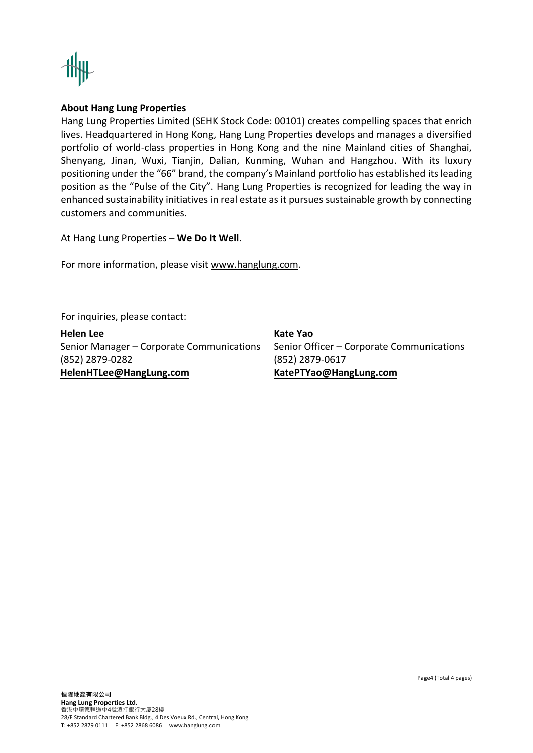**About Hang Lung Properties**

Hang Lung Properties Limited (SEHK Stock Code: 00101) creates compelling spaces that enrich lives. Headquartered in Hong Kong, Hang Lung Properties develops and manages a diversified portfolio of world-class properties in Hong Kong and the nine Mainland cities of Shanghai, Shenyang, Jinan, Wuxi, Tianjin, Dalian, Kunming, Wuhan and Hangzhou. With its luxury positioning under the "66" brand, the company's Mainland portfolio has established its leading position as the "Pulse of the City". Hang Lung Properties is recognized for leading the way in enhanced sustainability initiatives in real estate as it pursues sustainable growth by connecting customers and communities.

At Hang Lung Properties – **We Do It Well**.

For more information, please visit www.hanglung.com.

For inquiries, please contact:

**Helen Lee**
Senior Manager – Corporate Communications
(852) 2879-0282
**HelenHTLee@HangLung.com**

**Kate Yao**
Senior Officer – Corporate Communications
(852) 2879-0617
**KatePTYao@HangLung.com**

**恒隆地產有限公司**
**Hang Lung Properties Ltd.**
香港中環德輔道中4號渣打銀行大廈28樓
28/F Standard Chartered Bank Bldg., 4 Des Voeux Rd., Central, Hong Kong
T: +852 2879 0111 F: +852 2868 6086 www.hanglung.com